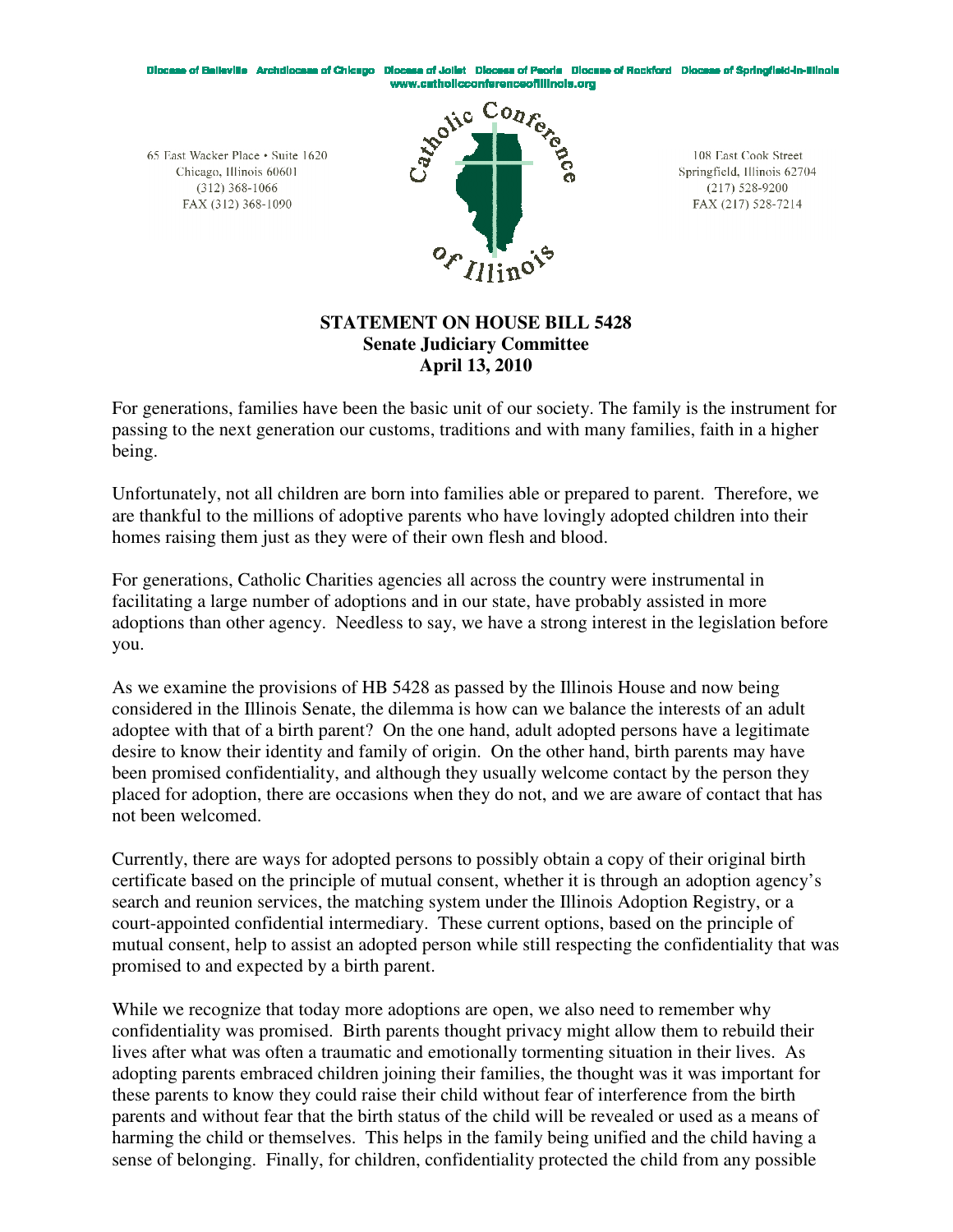Diocese of Belleville   Archdiocese of Chicago   Diocese of Joliet   Diocese of Peoria   Diocese of Rockford   Diocese of Springfield-in-Illinois
www.catholicconferenceofillinois.org

65 East Wacker Place • Suite 1620
Chicago, Illinois 60601
(312) 368-1066
FAX (312) 368-1090

Catholic Conference of Illinois

108 East Cook Street
Springfield, Illinois 62704
(217) 528-9200
FAX (217) 528-7214

**STATEMENT ON HOUSE BILL 5428**
**Senate Judiciary Committee**
**April 13, 2010**

For generations, families have been the basic unit of our society. The family is the instrument for passing to the next generation our customs, traditions and with many families, faith in a higher being.

Unfortunately, not all children are born into families able or prepared to parent. Therefore, we are thankful to the millions of adoptive parents who have lovingly adopted children into their homes raising them just as they were of their own flesh and blood.

For generations, Catholic Charities agencies all across the country were instrumental in facilitating a large number of adoptions and in our state, have probably assisted in more adoptions than other agency. Needless to say, we have a strong interest in the legislation before you.

As we examine the provisions of HB 5428 as passed by the Illinois House and now being considered in the Illinois Senate, the dilemma is how can we balance the interests of an adult adoptee with that of a birth parent? On the one hand, adult adopted persons have a legitimate desire to know their identity and family of origin. On the other hand, birth parents may have been promised confidentiality, and although they usually welcome contact by the person they placed for adoption, there are occasions when they do not, and we are aware of contact that has not been welcomed.

Currently, there are ways for adopted persons to possibly obtain a copy of their original birth certificate based on the principle of mutual consent, whether it is through an adoption agency's search and reunion services, the matching system under the Illinois Adoption Registry, or a court-appointed confidential intermediary. These current options, based on the principle of mutual consent, help to assist an adopted person while still respecting the confidentiality that was promised to and expected by a birth parent.

While we recognize that today more adoptions are open, we also need to remember why confidentiality was promised. Birth parents thought privacy might allow them to rebuild their lives after what was often a traumatic and emotionally tormenting situation in their lives. As adopting parents embraced children joining their families, the thought was it was important for these parents to know they could raise their child without fear of interference from the birth parents and without fear that the birth status of the child will be revealed or used as a means of harming the child or themselves. This helps in the family being unified and the child having a sense of belonging. Finally, for children, confidentiality protected the child from any possible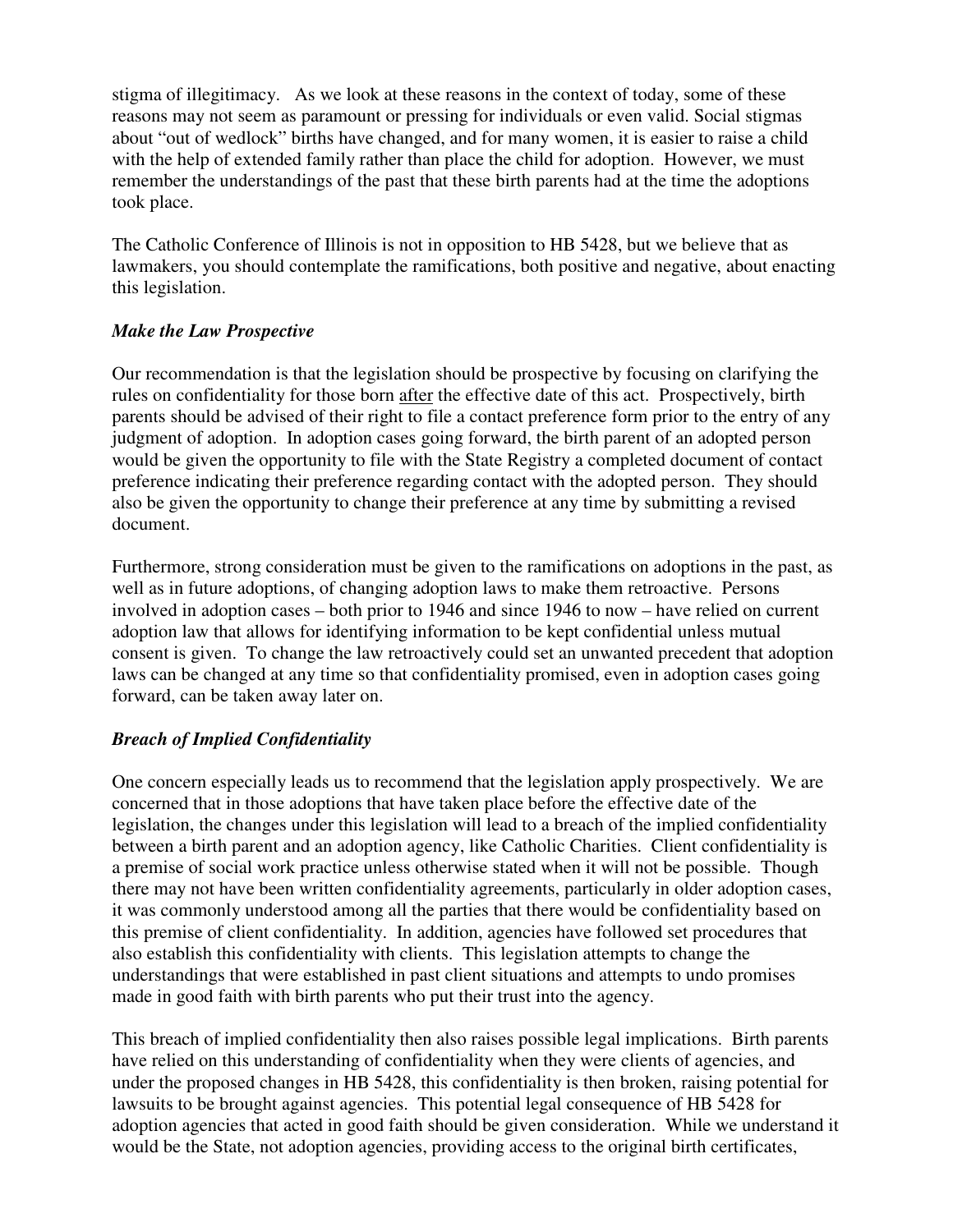stigma of illegitimacy. As we look at these reasons in the context of today, some of these reasons may not seem as paramount or pressing for individuals or even valid. Social stigmas about "out of wedlock" births have changed, and for many women, it is easier to raise a child with the help of extended family rather than place the child for adoption. However, we must remember the understandings of the past that these birth parents had at the time the adoptions took place.

The Catholic Conference of Illinois is not in opposition to HB 5428, but we believe that as lawmakers, you should contemplate the ramifications, both positive and negative, about enacting this legislation.

### *Make the Law Prospective*

Our recommendation is that the legislation should be prospective by focusing on clarifying the rules on confidentiality for those born after the effective date of this act. Prospectively, birth parents should be advised of their right to file a contact preference form prior to the entry of any judgment of adoption. In adoption cases going forward, the birth parent of an adopted person would be given the opportunity to file with the State Registry a completed document of contact preference indicating their preference regarding contact with the adopted person. They should also be given the opportunity to change their preference at any time by submitting a revised document.

Furthermore, strong consideration must be given to the ramifications on adoptions in the past, as well as in future adoptions, of changing adoption laws to make them retroactive. Persons involved in adoption cases – both prior to 1946 and since 1946 to now – have relied on current adoption law that allows for identifying information to be kept confidential unless mutual consent is given. To change the law retroactively could set an unwanted precedent that adoption laws can be changed at any time so that confidentiality promised, even in adoption cases going forward, can be taken away later on.

### *Breach of Implied Confidentiality*

One concern especially leads us to recommend that the legislation apply prospectively. We are concerned that in those adoptions that have taken place before the effective date of the legislation, the changes under this legislation will lead to a breach of the implied confidentiality between a birth parent and an adoption agency, like Catholic Charities. Client confidentiality is a premise of social work practice unless otherwise stated when it will not be possible. Though there may not have been written confidentiality agreements, particularly in older adoption cases, it was commonly understood among all the parties that there would be confidentiality based on this premise of client confidentiality. In addition, agencies have followed set procedures that also establish this confidentiality with clients. This legislation attempts to change the understandings that were established in past client situations and attempts to undo promises made in good faith with birth parents who put their trust into the agency.

This breach of implied confidentiality then also raises possible legal implications. Birth parents have relied on this understanding of confidentiality when they were clients of agencies, and under the proposed changes in HB 5428, this confidentiality is then broken, raising potential for lawsuits to be brought against agencies. This potential legal consequence of HB 5428 for adoption agencies that acted in good faith should be given consideration. While we understand it would be the State, not adoption agencies, providing access to the original birth certificates,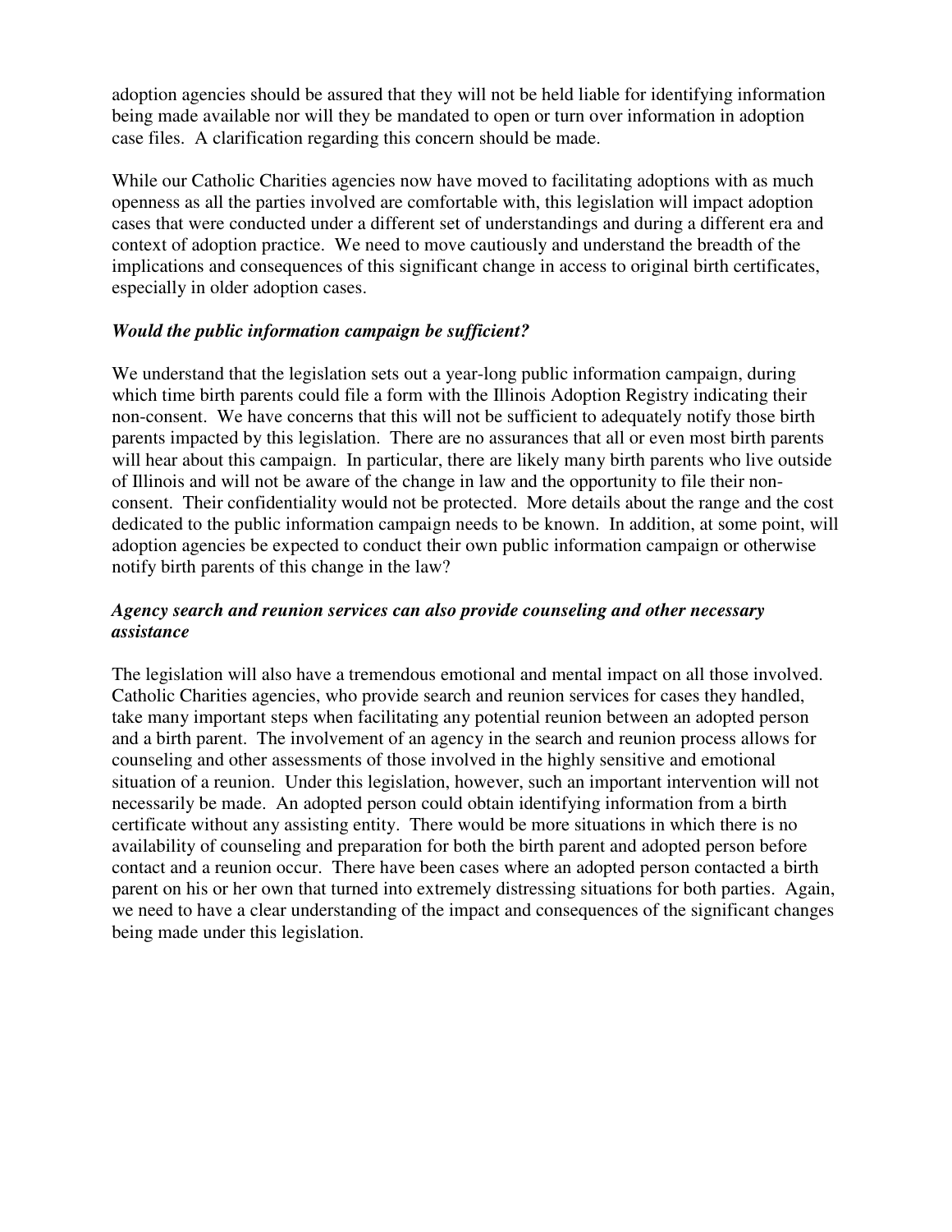adoption agencies should be assured that they will not be held liable for identifying information being made available nor will they be mandated to open or turn over information in adoption case files. A clarification regarding this concern should be made.

While our Catholic Charities agencies now have moved to facilitating adoptions with as much openness as all the parties involved are comfortable with, this legislation will impact adoption cases that were conducted under a different set of understandings and during a different era and context of adoption practice. We need to move cautiously and understand the breadth of the implications and consequences of this significant change in access to original birth certificates, especially in older adoption cases.

***Would the public information campaign be sufficient?***

We understand that the legislation sets out a year-long public information campaign, during which time birth parents could file a form with the Illinois Adoption Registry indicating their non-consent. We have concerns that this will not be sufficient to adequately notify those birth parents impacted by this legislation. There are no assurances that all or even most birth parents will hear about this campaign. In particular, there are likely many birth parents who live outside of Illinois and will not be aware of the change in law and the opportunity to file their non-consent. Their confidentiality would not be protected. More details about the range and the cost dedicated to the public information campaign needs to be known. In addition, at some point, will adoption agencies be expected to conduct their own public information campaign or otherwise notify birth parents of this change in the law?

***Agency search and reunion services can also provide counseling and other necessary assistance***

The legislation will also have a tremendous emotional and mental impact on all those involved. Catholic Charities agencies, who provide search and reunion services for cases they handled, take many important steps when facilitating any potential reunion between an adopted person and a birth parent. The involvement of an agency in the search and reunion process allows for counseling and other assessments of those involved in the highly sensitive and emotional situation of a reunion. Under this legislation, however, such an important intervention will not necessarily be made. An adopted person could obtain identifying information from a birth certificate without any assisting entity. There would be more situations in which there is no availability of counseling and preparation for both the birth parent and adopted person before contact and a reunion occur. There have been cases where an adopted person contacted a birth parent on his or her own that turned into extremely distressing situations for both parties. Again, we need to have a clear understanding of the impact and consequences of the significant changes being made under this legislation.